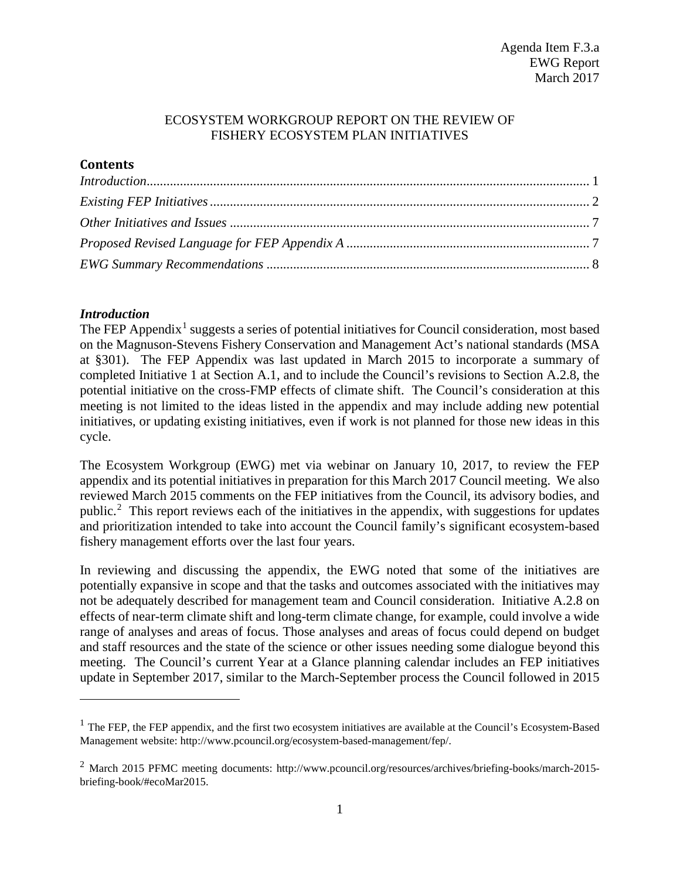Agenda Item F.3.a
EWG Report
March 2017

# ECOSYSTEM WORKGROUP REPORT ON THE REVIEW OF FISHERY ECOSYSTEM PLAN INITIATIVES

## Contents

*Introduction* ... 1
*Existing FEP Initiatives* ... 2
*Other Initiatives and Issues* ... 7
*Proposed Revised Language for FEP Appendix A* ... 7
*EWG Summary Recommendations* ... 8

### *Introduction*

The FEP Appendix[1] suggests a series of potential initiatives for Council consideration, most based on the Magnuson-Stevens Fishery Conservation and Management Act's national standards (MSA at §301). The FEP Appendix was last updated in March 2015 to incorporate a summary of completed Initiative 1 at Section A.1, and to include the Council's revisions to Section A.2.8, the potential initiative on the cross-FMP effects of climate shift. The Council's consideration at this meeting is not limited to the ideas listed in the appendix and may include adding new potential initiatives, or updating existing initiatives, even if work is not planned for those new ideas in this cycle.

The Ecosystem Workgroup (EWG) met via webinar on January 10, 2017, to review the FEP appendix and its potential initiatives in preparation for this March 2017 Council meeting. We also reviewed March 2015 comments on the FEP initiatives from the Council, its advisory bodies, and public.[2] This report reviews each of the initiatives in the appendix, with suggestions for updates and prioritization intended to take into account the Council family's significant ecosystem-based fishery management efforts over the last four years.

In reviewing and discussing the appendix, the EWG noted that some of the initiatives are potentially expansive in scope and that the tasks and outcomes associated with the initiatives may not be adequately described for management team and Council consideration. Initiative A.2.8 on effects of near-term climate shift and long-term climate change, for example, could involve a wide range of analyses and areas of focus. Those analyses and areas of focus could depend on budget and staff resources and the state of the science or other issues needing some dialogue beyond this meeting. The Council's current Year at a Glance planning calendar includes an FEP initiatives update in September 2017, similar to the March-September process the Council followed in 2015

---

[1] The FEP, the FEP appendix, and the first two ecosystem initiatives are available at the Council's Ecosystem-Based Management website: http://www.pcouncil.org/ecosystem-based-management/fep/.

[2] March 2015 PFMC meeting documents: http://www.pcouncil.org/resources/archives/briefing-books/march-2015-briefing-book/#ecoMar2015.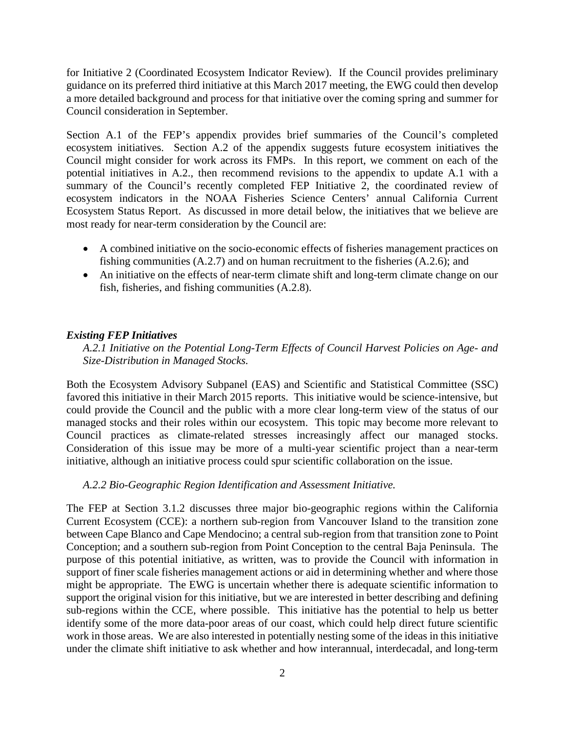for Initiative 2 (Coordinated Ecosystem Indicator Review). If the Council provides preliminary guidance on its preferred third initiative at this March 2017 meeting, the EWG could then develop a more detailed background and process for that initiative over the coming spring and summer for Council consideration in September.

Section A.1 of the FEP's appendix provides brief summaries of the Council's completed ecosystem initiatives. Section A.2 of the appendix suggests future ecosystem initiatives the Council might consider for work across its FMPs. In this report, we comment on each of the potential initiatives in A.2., then recommend revisions to the appendix to update A.1 with a summary of the Council's recently completed FEP Initiative 2, the coordinated review of ecosystem indicators in the NOAA Fisheries Science Centers' annual California Current Ecosystem Status Report. As discussed in more detail below, the initiatives that we believe are most ready for near-term consideration by the Council are:

- A combined initiative on the socio-economic effects of fisheries management practices on fishing communities (A.2.7) and on human recruitment to the fisheries (A.2.6); and
- An initiative on the effects of near-term climate shift and long-term climate change on our fish, fisheries, and fishing communities (A.2.8).

### *Existing FEP Initiatives*

*A.2.1 Initiative on the Potential Long-Term Effects of Council Harvest Policies on Age- and Size-Distribution in Managed Stocks.*

Both the Ecosystem Advisory Subpanel (EAS) and Scientific and Statistical Committee (SSC) favored this initiative in their March 2015 reports. This initiative would be science-intensive, but could provide the Council and the public with a more clear long-term view of the status of our managed stocks and their roles within our ecosystem. This topic may become more relevant to Council practices as climate-related stresses increasingly affect our managed stocks. Consideration of this issue may be more of a multi-year scientific project than a near-term initiative, although an initiative process could spur scientific collaboration on the issue.

*A.2.2 Bio-Geographic Region Identification and Assessment Initiative.*

The FEP at Section 3.1.2 discusses three major bio-geographic regions within the California Current Ecosystem (CCE): a northern sub-region from Vancouver Island to the transition zone between Cape Blanco and Cape Mendocino; a central sub-region from that transition zone to Point Conception; and a southern sub-region from Point Conception to the central Baja Peninsula. The purpose of this potential initiative, as written, was to provide the Council with information in support of finer scale fisheries management actions or aid in determining whether and where those might be appropriate. The EWG is uncertain whether there is adequate scientific information to support the original vision for this initiative, but we are interested in better describing and defining sub-regions within the CCE, where possible. This initiative has the potential to help us better identify some of the more data-poor areas of our coast, which could help direct future scientific work in those areas. We are also interested in potentially nesting some of the ideas in this initiative under the climate shift initiative to ask whether and how interannual, interdecadal, and long-term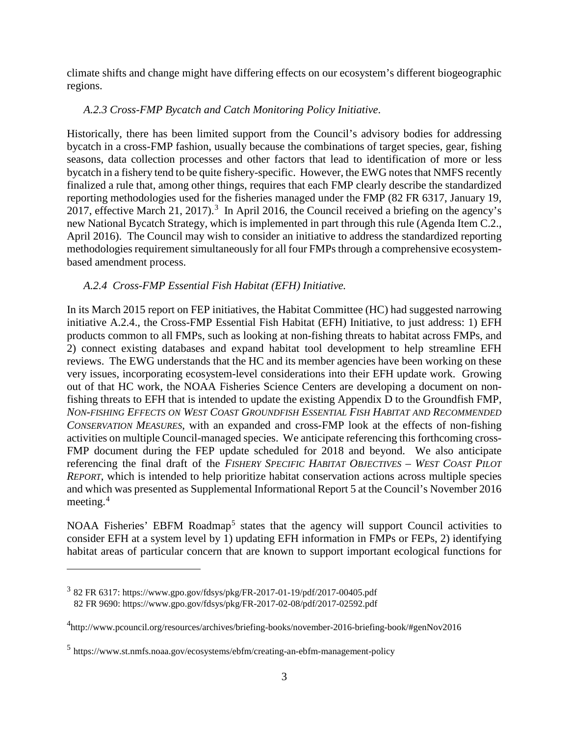climate shifts and change might have differing effects on our ecosystem's different biogeographic regions.

### *A.2.3 Cross-FMP Bycatch and Catch Monitoring Policy Initiative*.

Historically, there has been limited support from the Council's advisory bodies for addressing bycatch in a cross-FMP fashion, usually because the combinations of target species, gear, fishing seasons, data collection processes and other factors that lead to identification of more or less bycatch in a fishery tend to be quite fishery-specific. However, the EWG notes that NMFS recently finalized a rule that, among other things, requires that each FMP clearly describe the standardized reporting methodologies used for the fisheries managed under the FMP (82 FR 6317, January 19, 2017, effective March 21, 2017).[3] In April 2016, the Council received a briefing on the agency's new National Bycatch Strategy, which is implemented in part through this rule (Agenda Item C.2., April 2016). The Council may wish to consider an initiative to address the standardized reporting methodologies requirement simultaneously for all four FMPs through a comprehensive ecosystem-based amendment process.

### *A.2.4 Cross-FMP Essential Fish Habitat (EFH) Initiative.*

In its March 2015 report on FEP initiatives, the Habitat Committee (HC) had suggested narrowing initiative A.2.4., the Cross-FMP Essential Fish Habitat (EFH) Initiative, to just address: 1) EFH products common to all FMPs, such as looking at non-fishing threats to habitat across FMPs, and 2) connect existing databases and expand habitat tool development to help streamline EFH reviews. The EWG understands that the HC and its member agencies have been working on these very issues, incorporating ecosystem-level considerations into their EFH update work. Growing out of that HC work, the NOAA Fisheries Science Centers are developing a document on non-fishing threats to EFH that is intended to update the existing Appendix D to the Groundfish FMP, *NON-FISHING EFFECTS ON WEST COAST GROUNDFISH ESSENTIAL FISH HABITAT AND RECOMMENDED CONSERVATION MEASURES*, with an expanded and cross-FMP look at the effects of non-fishing activities on multiple Council-managed species. We anticipate referencing this forthcoming cross-FMP document during the FEP update scheduled for 2018 and beyond. We also anticipate referencing the final draft of the *FISHERY SPECIFIC HABITAT OBJECTIVES – WEST COAST PILOT REPORT*, which is intended to help prioritize habitat conservation actions across multiple species and which was presented as Supplemental Informational Report 5 at the Council's November 2016 meeting.[4]

NOAA Fisheries' EBFM Roadmap[5] states that the agency will support Council activities to consider EFH at a system level by 1) updating EFH information in FMPs or FEPs, 2) identifying habitat areas of particular concern that are known to support important ecological functions for

---

[3] 82 FR 6317: https://www.gpo.gov/fdsys/pkg/FR-2017-01-19/pdf/2017-00405.pdf
82 FR 9690: https://www.gpo.gov/fdsys/pkg/FR-2017-02-08/pdf/2017-02592.pdf

[4] http://www.pcouncil.org/resources/archives/briefing-books/november-2016-briefing-book/#genNov2016

[5] https://www.st.nmfs.noaa.gov/ecosystems/ebfm/creating-an-ebfm-management-policy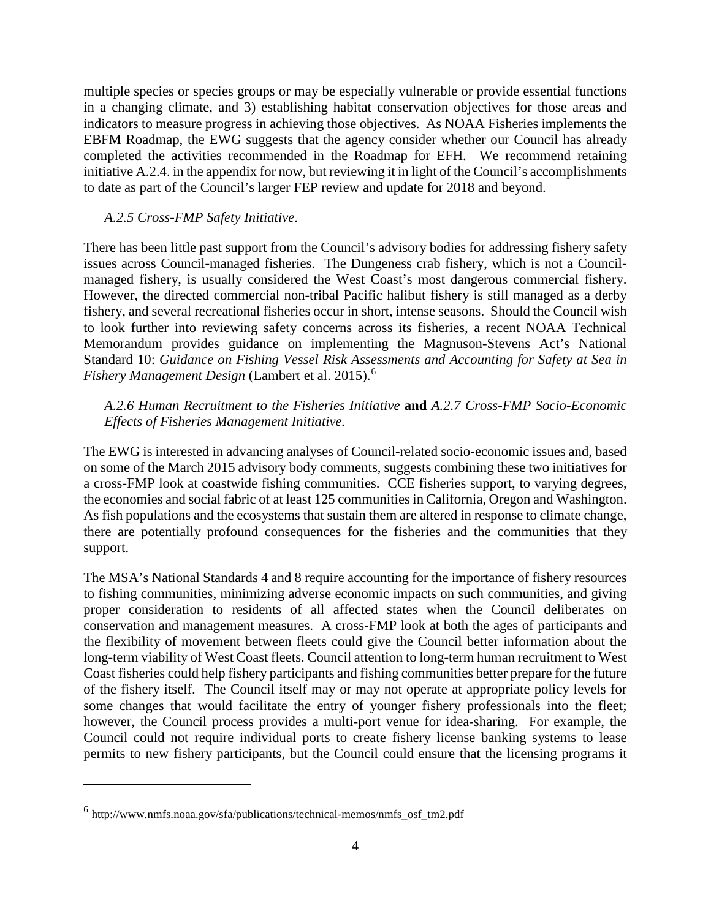multiple species or species groups or may be especially vulnerable or provide essential functions in a changing climate, and 3) establishing habitat conservation objectives for those areas and indicators to measure progress in achieving those objectives. As NOAA Fisheries implements the EBFM Roadmap, the EWG suggests that the agency consider whether our Council has already completed the activities recommended in the Roadmap for EFH. We recommend retaining initiative A.2.4. in the appendix for now, but reviewing it in light of the Council's accomplishments to date as part of the Council's larger FEP review and update for 2018 and beyond.

*A.2.5 Cross-FMP Safety Initiative*.

There has been little past support from the Council's advisory bodies for addressing fishery safety issues across Council-managed fisheries. The Dungeness crab fishery, which is not a Council-managed fishery, is usually considered the West Coast's most dangerous commercial fishery. However, the directed commercial non-tribal Pacific halibut fishery is still managed as a derby fishery, and several recreational fisheries occur in short, intense seasons. Should the Council wish to look further into reviewing safety concerns across its fisheries, a recent NOAA Technical Memorandum provides guidance on implementing the Magnuson-Stevens Act's National Standard 10: *Guidance on Fishing Vessel Risk Assessments and Accounting for Safety at Sea in Fishery Management Design* (Lambert et al. 2015).[6]

*A.2.6 Human Recruitment to the Fisheries Initiative* **and** *A.2.7 Cross-FMP Socio-Economic Effects of Fisheries Management Initiative.*

The EWG is interested in advancing analyses of Council-related socio-economic issues and, based on some of the March 2015 advisory body comments, suggests combining these two initiatives for a cross-FMP look at coastwide fishing communities. CCE fisheries support, to varying degrees, the economies and social fabric of at least 125 communities in California, Oregon and Washington. As fish populations and the ecosystems that sustain them are altered in response to climate change, there are potentially profound consequences for the fisheries and the communities that they support.

The MSA's National Standards 4 and 8 require accounting for the importance of fishery resources to fishing communities, minimizing adverse economic impacts on such communities, and giving proper consideration to residents of all affected states when the Council deliberates on conservation and management measures. A cross-FMP look at both the ages of participants and the flexibility of movement between fleets could give the Council better information about the long-term viability of West Coast fleets. Council attention to long-term human recruitment to West Coast fisheries could help fishery participants and fishing communities better prepare for the future of the fishery itself. The Council itself may or may not operate at appropriate policy levels for some changes that would facilitate the entry of younger fishery professionals into the fleet; however, the Council process provides a multi-port venue for idea-sharing. For example, the Council could not require individual ports to create fishery license banking systems to lease permits to new fishery participants, but the Council could ensure that the licensing programs it

[6] http://www.nmfs.noaa.gov/sfa/publications/technical-memos/nmfs_osf_tm2.pdf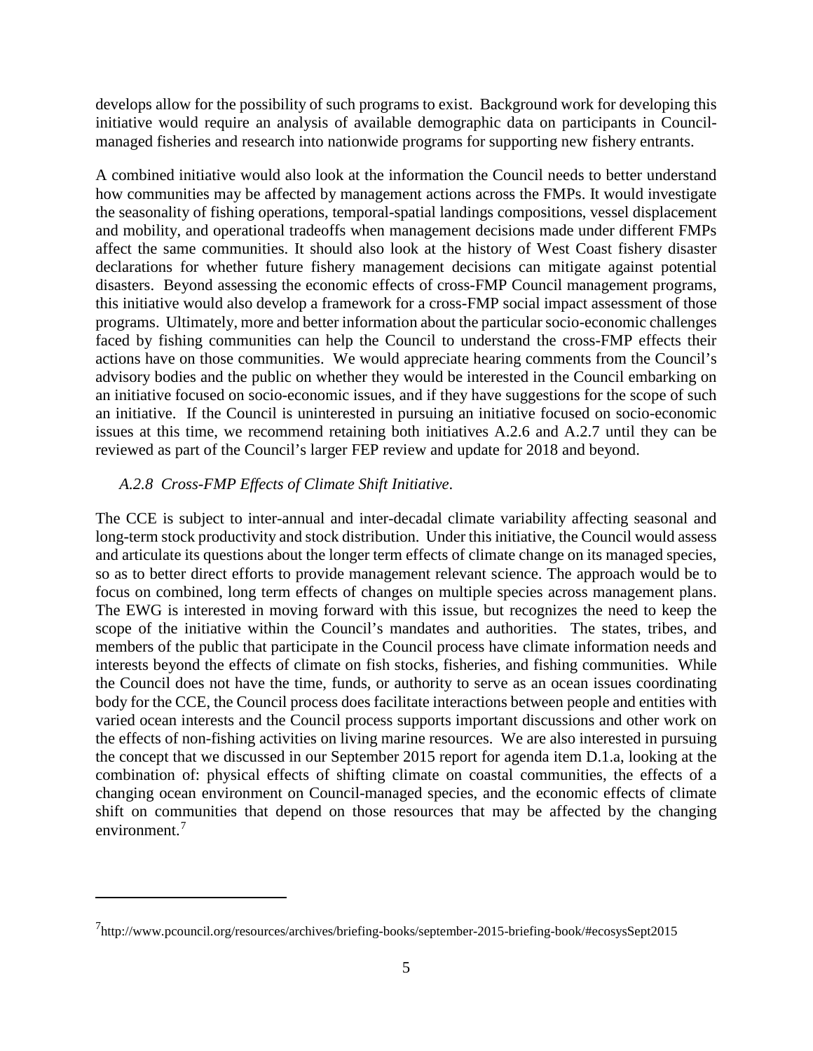develops allow for the possibility of such programs to exist. Background work for developing this initiative would require an analysis of available demographic data on participants in Council-managed fisheries and research into nationwide programs for supporting new fishery entrants.

A combined initiative would also look at the information the Council needs to better understand how communities may be affected by management actions across the FMPs. It would investigate the seasonality of fishing operations, temporal-spatial landings compositions, vessel displacement and mobility, and operational tradeoffs when management decisions made under different FMPs affect the same communities. It should also look at the history of West Coast fishery disaster declarations for whether future fishery management decisions can mitigate against potential disasters. Beyond assessing the economic effects of cross-FMP Council management programs, this initiative would also develop a framework for a cross-FMP social impact assessment of those programs. Ultimately, more and better information about the particular socio-economic challenges faced by fishing communities can help the Council to understand the cross-FMP effects their actions have on those communities. We would appreciate hearing comments from the Council's advisory bodies and the public on whether they would be interested in the Council embarking on an initiative focused on socio-economic issues, and if they have suggestions for the scope of such an initiative. If the Council is uninterested in pursuing an initiative focused on socio-economic issues at this time, we recommend retaining both initiatives A.2.6 and A.2.7 until they can be reviewed as part of the Council's larger FEP review and update for 2018 and beyond.

### *A.2.8 Cross-FMP Effects of Climate Shift Initiative.*

The CCE is subject to inter-annual and inter-decadal climate variability affecting seasonal and long-term stock productivity and stock distribution. Under this initiative, the Council would assess and articulate its questions about the longer term effects of climate change on its managed species, so as to better direct efforts to provide management relevant science. The approach would be to focus on combined, long term effects of changes on multiple species across management plans. The EWG is interested in moving forward with this issue, but recognizes the need to keep the scope of the initiative within the Council's mandates and authorities. The states, tribes, and members of the public that participate in the Council process have climate information needs and interests beyond the effects of climate on fish stocks, fisheries, and fishing communities. While the Council does not have the time, funds, or authority to serve as an ocean issues coordinating body for the CCE, the Council process does facilitate interactions between people and entities with varied ocean interests and the Council process supports important discussions and other work on the effects of non-fishing activities on living marine resources. We are also interested in pursuing the concept that we discussed in our September 2015 report for agenda item D.1.a, looking at the combination of: physical effects of shifting climate on coastal communities, the effects of a changing ocean environment on Council-managed species, and the economic effects of climate shift on communities that depend on those resources that may be affected by the changing environment.[7]

---

[7] http://www.pcouncil.org/resources/archives/briefing-books/september-2015-briefing-book/#ecosysSept2015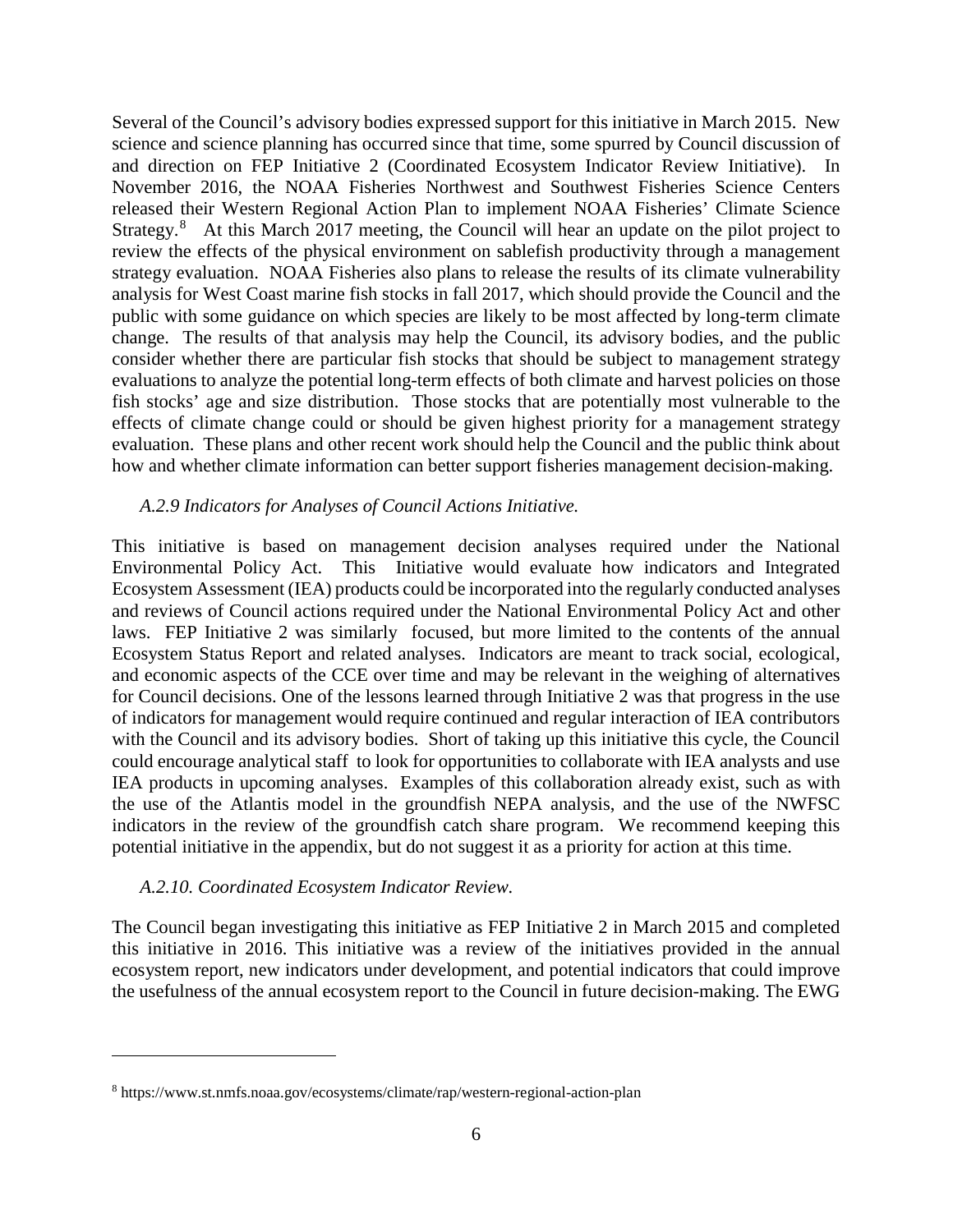Several of the Council's advisory bodies expressed support for this initiative in March 2015. New science and science planning has occurred since that time, some spurred by Council discussion of and direction on FEP Initiative 2 (Coordinated Ecosystem Indicator Review Initiative). In November 2016, the NOAA Fisheries Northwest and Southwest Fisheries Science Centers released their Western Regional Action Plan to implement NOAA Fisheries' Climate Science Strategy.[8] At this March 2017 meeting, the Council will hear an update on the pilot project to review the effects of the physical environment on sablefish productivity through a management strategy evaluation. NOAA Fisheries also plans to release the results of its climate vulnerability analysis for West Coast marine fish stocks in fall 2017, which should provide the Council and the public with some guidance on which species are likely to be most affected by long-term climate change. The results of that analysis may help the Council, its advisory bodies, and the public consider whether there are particular fish stocks that should be subject to management strategy evaluations to analyze the potential long-term effects of both climate and harvest policies on those fish stocks' age and size distribution. Those stocks that are potentially most vulnerable to the effects of climate change could or should be given highest priority for a management strategy evaluation. These plans and other recent work should help the Council and the public think about how and whether climate information can better support fisheries management decision-making.

*A.2.9 Indicators for Analyses of Council Actions Initiative.*

This initiative is based on management decision analyses required under the National Environmental Policy Act. This Initiative would evaluate how indicators and Integrated Ecosystem Assessment (IEA) products could be incorporated into the regularly conducted analyses and reviews of Council actions required under the National Environmental Policy Act and other laws. FEP Initiative 2 was similarly focused, but more limited to the contents of the annual Ecosystem Status Report and related analyses. Indicators are meant to track social, ecological, and economic aspects of the CCE over time and may be relevant in the weighing of alternatives for Council decisions. One of the lessons learned through Initiative 2 was that progress in the use of indicators for management would require continued and regular interaction of IEA contributors with the Council and its advisory bodies. Short of taking up this initiative this cycle, the Council could encourage analytical staff to look for opportunities to collaborate with IEA analysts and use IEA products in upcoming analyses. Examples of this collaboration already exist, such as with the use of the Atlantis model in the groundfish NEPA analysis, and the use of the NWFSC indicators in the review of the groundfish catch share program. We recommend keeping this potential initiative in the appendix, but do not suggest it as a priority for action at this time.

*A.2.10. Coordinated Ecosystem Indicator Review.*

The Council began investigating this initiative as FEP Initiative 2 in March 2015 and completed this initiative in 2016. This initiative was a review of the initiatives provided in the annual ecosystem report, new indicators under development, and potential indicators that could improve the usefulness of the annual ecosystem report to the Council in future decision-making. The EWG

[8] https://www.st.nmfs.noaa.gov/ecosystems/climate/rap/western-regional-action-plan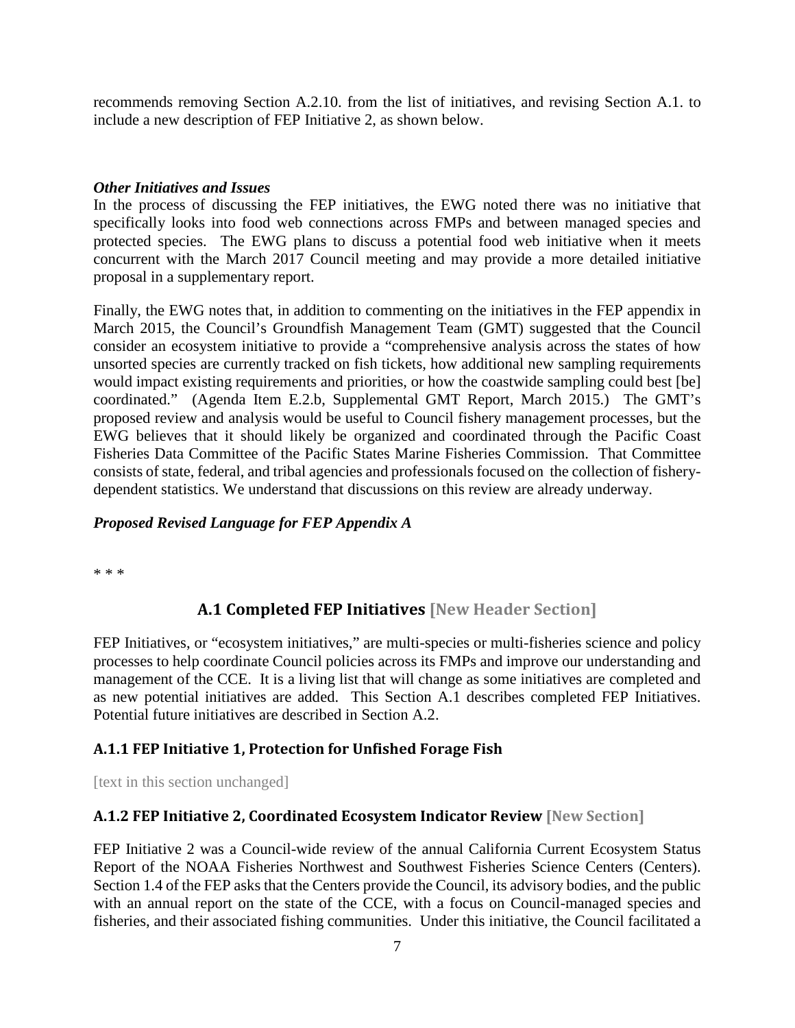recommends removing Section A.2.10. from the list of initiatives, and revising Section A.1. to include a new description of FEP Initiative 2, as shown below.

***Other Initiatives and Issues***

In the process of discussing the FEP initiatives, the EWG noted there was no initiative that specifically looks into food web connections across FMPs and between managed species and protected species. The EWG plans to discuss a potential food web initiative when it meets concurrent with the March 2017 Council meeting and may provide a more detailed initiative proposal in a supplementary report.

Finally, the EWG notes that, in addition to commenting on the initiatives in the FEP appendix in March 2015, the Council's Groundfish Management Team (GMT) suggested that the Council consider an ecosystem initiative to provide a "comprehensive analysis across the states of how unsorted species are currently tracked on fish tickets, how additional new sampling requirements would impact existing requirements and priorities, or how the coastwide sampling could best [be] coordinated." (Agenda Item E.2.b, Supplemental GMT Report, March 2015.) The GMT's proposed review and analysis would be useful to Council fishery management processes, but the EWG believes that it should likely be organized and coordinated through the Pacific Coast Fisheries Data Committee of the Pacific States Marine Fisheries Commission. That Committee consists of state, federal, and tribal agencies and professionals focused on the collection of fishery-dependent statistics. We understand that discussions on this review are already underway.

***Proposed Revised Language for FEP Appendix A***

* * *

## A.1 Completed FEP Initiatives [New Header Section]

FEP Initiatives, or "ecosystem initiatives," are multi-species or multi-fisheries science and policy processes to help coordinate Council policies across its FMPs and improve our understanding and management of the CCE. It is a living list that will change as some initiatives are completed and as new potential initiatives are added. This Section A.1 describes completed FEP Initiatives. Potential future initiatives are described in Section A.2.

### A.1.1 FEP Initiative 1, Protection for Unfished Forage Fish

[text in this section unchanged]

### A.1.2 FEP Initiative 2, Coordinated Ecosystem Indicator Review [New Section]

FEP Initiative 2 was a Council-wide review of the annual California Current Ecosystem Status Report of the NOAA Fisheries Northwest and Southwest Fisheries Science Centers (Centers). Section 1.4 of the FEP asks that the Centers provide the Council, its advisory bodies, and the public with an annual report on the state of the CCE, with a focus on Council-managed species and fisheries, and their associated fishing communities. Under this initiative, the Council facilitated a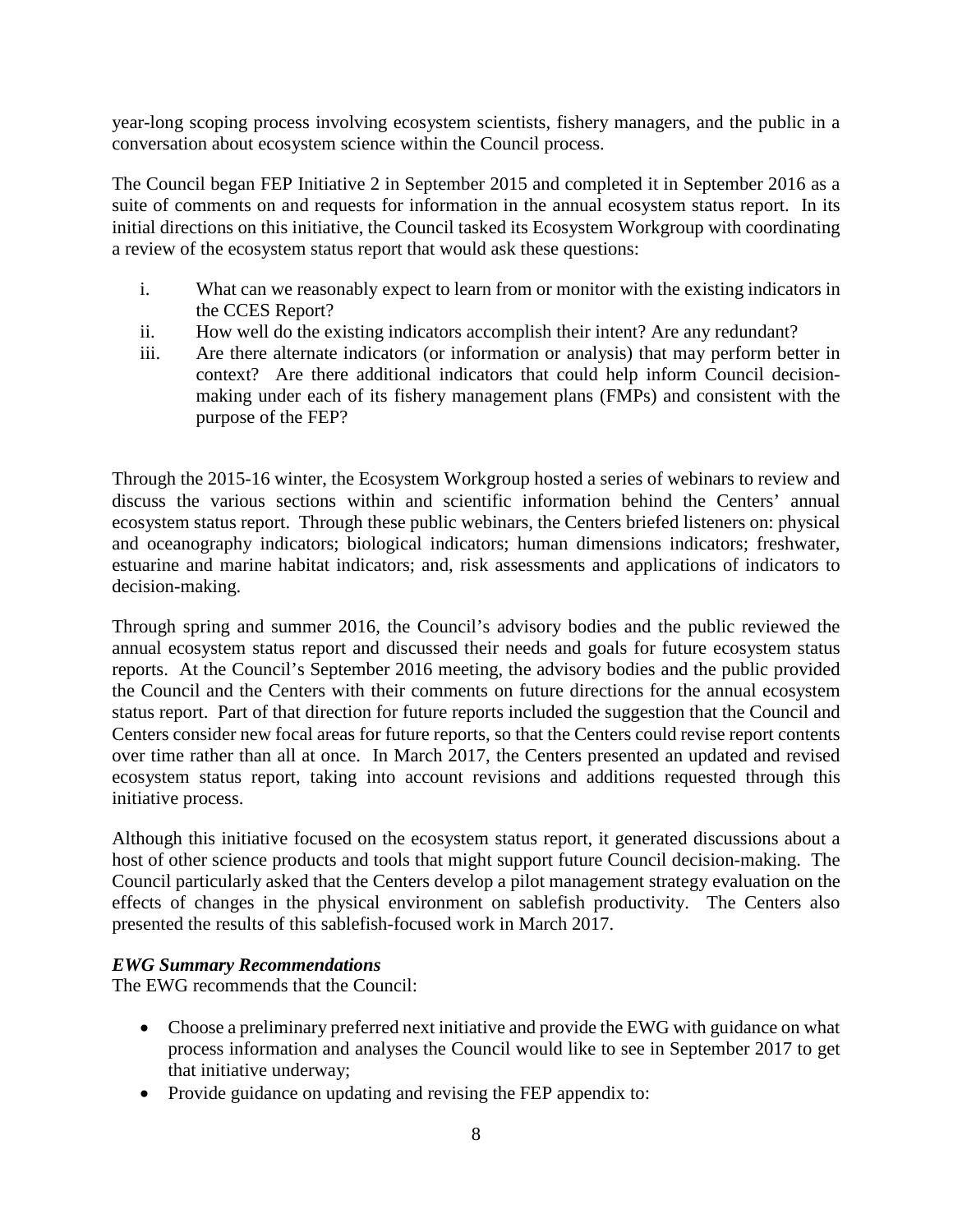year-long scoping process involving ecosystem scientists, fishery managers, and the public in a conversation about ecosystem science within the Council process.

The Council began FEP Initiative 2 in September 2015 and completed it in September 2016 as a suite of comments on and requests for information in the annual ecosystem status report. In its initial directions on this initiative, the Council tasked its Ecosystem Workgroup with coordinating a review of the ecosystem status report that would ask these questions:

i. What can we reasonably expect to learn from or monitor with the existing indicators in the CCES Report?
ii. How well do the existing indicators accomplish their intent? Are any redundant?
iii. Are there alternate indicators (or information or analysis) that may perform better in context? Are there additional indicators that could help inform Council decision-making under each of its fishery management plans (FMPs) and consistent with the purpose of the FEP?

Through the 2015-16 winter, the Ecosystem Workgroup hosted a series of webinars to review and discuss the various sections within and scientific information behind the Centers' annual ecosystem status report. Through these public webinars, the Centers briefed listeners on: physical and oceanography indicators; biological indicators; human dimensions indicators; freshwater, estuarine and marine habitat indicators; and, risk assessments and applications of indicators to decision-making.

Through spring and summer 2016, the Council's advisory bodies and the public reviewed the annual ecosystem status report and discussed their needs and goals for future ecosystem status reports. At the Council's September 2016 meeting, the advisory bodies and the public provided the Council and the Centers with their comments on future directions for the annual ecosystem status report. Part of that direction for future reports included the suggestion that the Council and Centers consider new focal areas for future reports, so that the Centers could revise report contents over time rather than all at once. In March 2017, the Centers presented an updated and revised ecosystem status report, taking into account revisions and additions requested through this initiative process.

Although this initiative focused on the ecosystem status report, it generated discussions about a host of other science products and tools that might support future Council decision-making. The Council particularly asked that the Centers develop a pilot management strategy evaluation on the effects of changes in the physical environment on sablefish productivity. The Centers also presented the results of this sablefish-focused work in March 2017.

***EWG Summary Recommendations***

The EWG recommends that the Council:

- Choose a preliminary preferred next initiative and provide the EWG with guidance on what process information and analyses the Council would like to see in September 2017 to get that initiative underway;
- Provide guidance on updating and revising the FEP appendix to: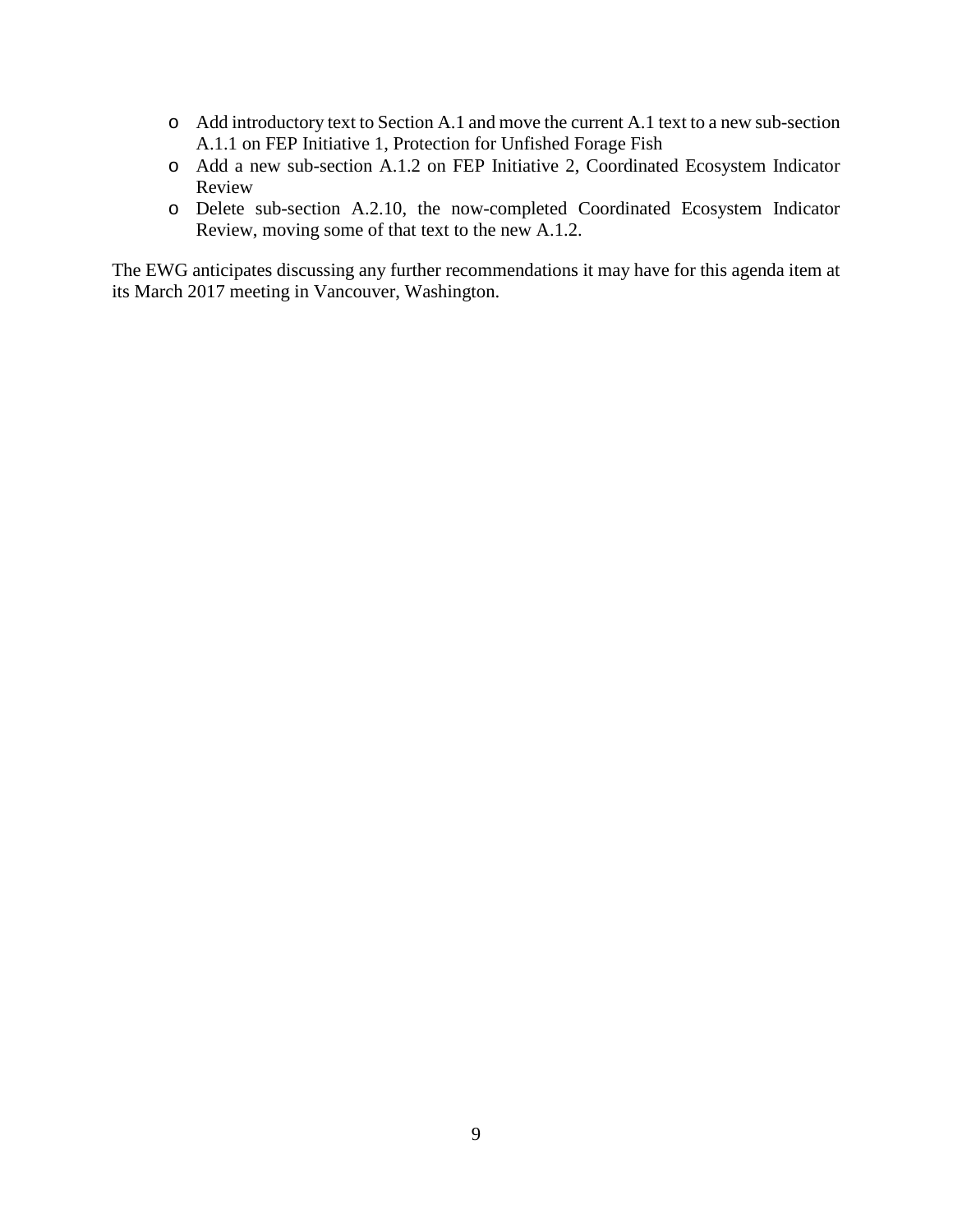- Add introductory text to Section A.1 and move the current A.1 text to a new sub-section A.1.1 on FEP Initiative 1, Protection for Unfished Forage Fish
- Add a new sub-section A.1.2 on FEP Initiative 2, Coordinated Ecosystem Indicator Review
- Delete sub-section A.2.10, the now-completed Coordinated Ecosystem Indicator Review, moving some of that text to the new A.1.2.

The EWG anticipates discussing any further recommendations it may have for this agenda item at its March 2017 meeting in Vancouver, Washington.